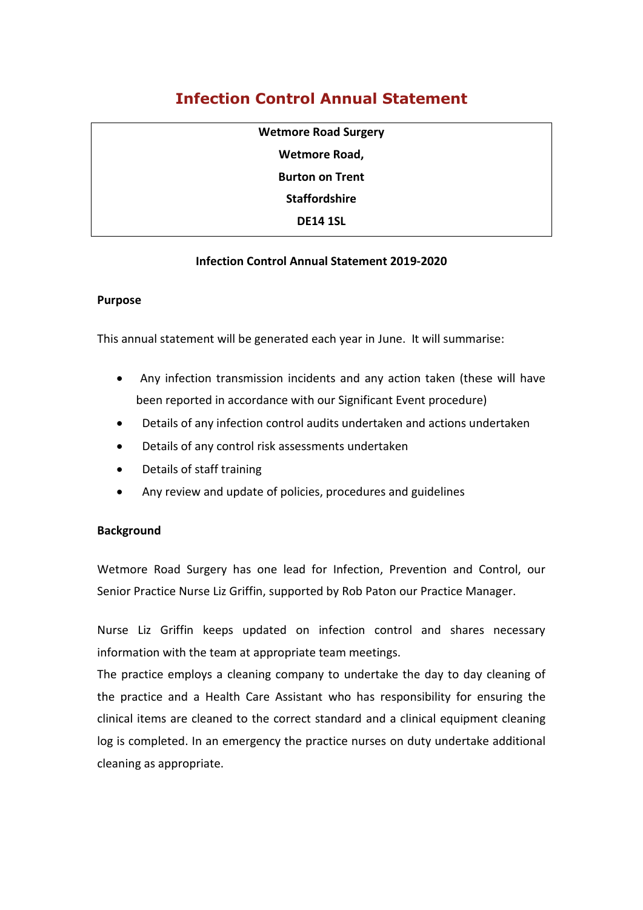# Infection Control Annual Statement

**Wetmore Road Surgery**
**Wetmore Road,**
**Burton on Trent**
**Staffordshire**
**DE14 1SL**

**Infection Control Annual Statement 2019-2020**

**Purpose**

This annual statement will be generated each year in June. It will summarise:

- Any infection transmission incidents and any action taken (these will have been reported in accordance with our Significant Event procedure)
- Details of any infection control audits undertaken and actions undertaken
- Details of any control risk assessments undertaken
- Details of staff training
- Any review and update of policies, procedures and guidelines

**Background**

Wetmore Road Surgery has one lead for Infection, Prevention and Control, our Senior Practice Nurse Liz Griffin, supported by Rob Paton our Practice Manager.

Nurse Liz Griffin keeps updated on infection control and shares necessary information with the team at appropriate team meetings.
The practice employs a cleaning company to undertake the day to day cleaning of the practice and a Health Care Assistant who has responsibility for ensuring the clinical items are cleaned to the correct standard and a clinical equipment cleaning log is completed. In an emergency the practice nurses on duty undertake additional cleaning as appropriate.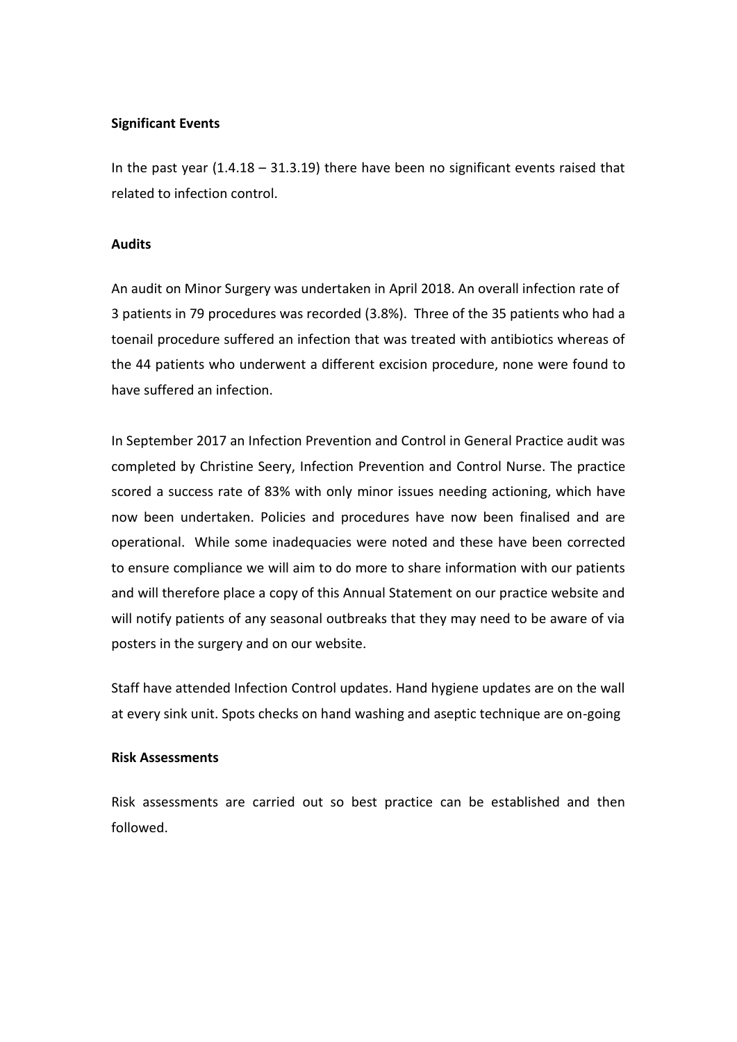**Significant Events**

In the past year (1.4.18 – 31.3.19) there have been no significant events raised that related to infection control.

**Audits**

An audit on Minor Surgery was undertaken in April 2018. An overall infection rate of 3 patients in 79 procedures was recorded (3.8%). Three of the 35 patients who had a toenail procedure suffered an infection that was treated with antibiotics whereas of the 44 patients who underwent a different excision procedure, none were found to have suffered an infection.

In September 2017 an Infection Prevention and Control in General Practice audit was completed by Christine Seery, Infection Prevention and Control Nurse. The practice scored a success rate of 83% with only minor issues needing actioning, which have now been undertaken. Policies and procedures have now been finalised and are operational. While some inadequacies were noted and these have been corrected to ensure compliance we will aim to do more to share information with our patients and will therefore place a copy of this Annual Statement on our practice website and will notify patients of any seasonal outbreaks that they may need to be aware of via posters in the surgery and on our website.

Staff have attended Infection Control updates. Hand hygiene updates are on the wall at every sink unit. Spots checks on hand washing and aseptic technique are on-going

**Risk Assessments**

Risk assessments are carried out so best practice can be established and then followed.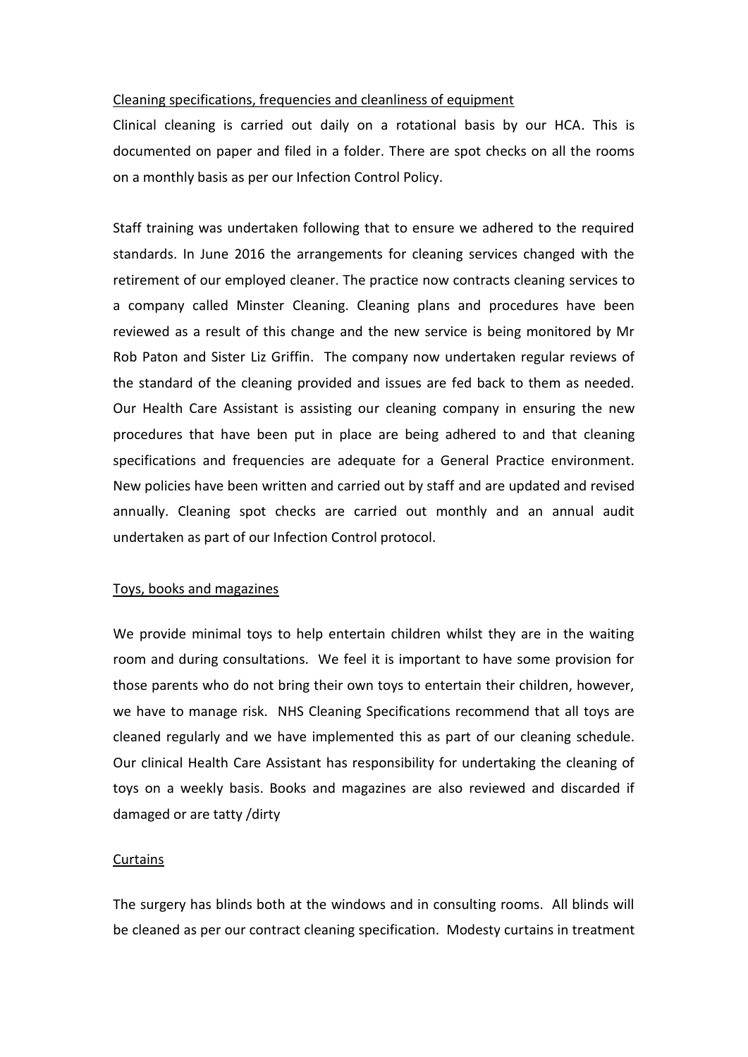<u>Cleaning specifications, frequencies and cleanliness of equipment</u>

Clinical cleaning is carried out daily on a rotational basis by our HCA. This is documented on paper and filed in a folder. There are spot checks on all the rooms on a monthly basis as per our Infection Control Policy.

Staff training was undertaken following that to ensure we adhered to the required standards. In June 2016 the arrangements for cleaning services changed with the retirement of our employed cleaner. The practice now contracts cleaning services to a company called Minster Cleaning. Cleaning plans and procedures have been reviewed as a result of this change and the new service is being monitored by Mr Rob Paton and Sister Liz Griffin. The company now undertaken regular reviews of the standard of the cleaning provided and issues are fed back to them as needed. Our Health Care Assistant is assisting our cleaning company in ensuring the new procedures that have been put in place are being adhered to and that cleaning specifications and frequencies are adequate for a General Practice environment. New policies have been written and carried out by staff and are updated and revised annually. Cleaning spot checks are carried out monthly and an annual audit undertaken as part of our Infection Control protocol.

<u>Toys, books and magazines</u>

We provide minimal toys to help entertain children whilst they are in the waiting room and during consultations. We feel it is important to have some provision for those parents who do not bring their own toys to entertain their children, however, we have to manage risk. NHS Cleaning Specifications recommend that all toys are cleaned regularly and we have implemented this as part of our cleaning schedule. Our clinical Health Care Assistant has responsibility for undertaking the cleaning of toys on a weekly basis. Books and magazines are also reviewed and discarded if damaged or are tatty /dirty

<u>Curtains</u>

The surgery has blinds both at the windows and in consulting rooms. All blinds will be cleaned as per our contract cleaning specification. Modesty curtains in treatment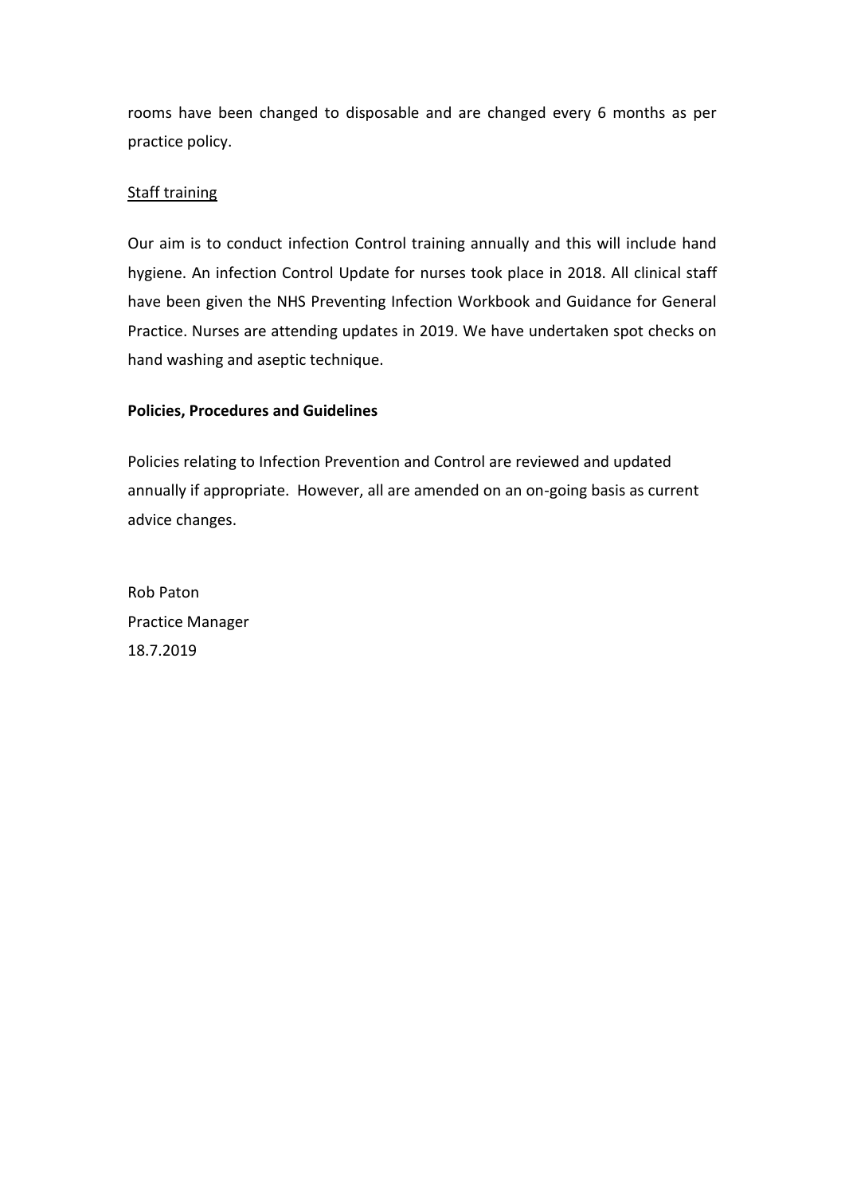rooms have been changed to disposable and are changed every 6 months as per practice policy.

Staff training

Our aim is to conduct infection Control training annually and this will include hand hygiene. An infection Control Update for nurses took place in 2018. All clinical staff have been given the NHS Preventing Infection Workbook and Guidance for General Practice. Nurses are attending updates in 2019. We have undertaken spot checks on hand washing and aseptic technique.

**Policies, Procedures and Guidelines**

Policies relating to Infection Prevention and Control are reviewed and updated annually if appropriate. However, all are amended on an on-going basis as current advice changes.

Rob Paton
Practice Manager
18.7.2019